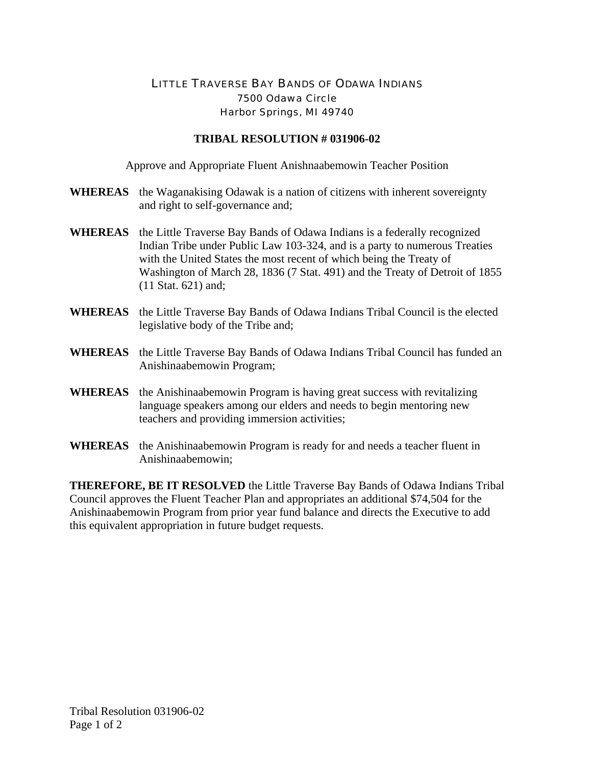# LITTLE TRAVERSE BAY BANDS OF ODAWA INDIANS

7500 Odawa Circle
Harbor Springs, MI 49740

## TRIBAL RESOLUTION # 031906-02

Approve and Appropriate Fluent Anishnaabemowin Teacher Position

**WHEREAS** the Waganakising Odawak is a nation of citizens with inherent sovereignty and right to self-governance and;

**WHEREAS** the Little Traverse Bay Bands of Odawa Indians is a federally recognized Indian Tribe under Public Law 103-324, and is a party to numerous Treaties with the United States the most recent of which being the Treaty of Washington of March 28, 1836 (7 Stat. 491) and the Treaty of Detroit of 1855 (11 Stat. 621) and;

**WHEREAS** the Little Traverse Bay Bands of Odawa Indians Tribal Council is the elected legislative body of the Tribe and;

**WHEREAS** the Little Traverse Bay Bands of Odawa Indians Tribal Council has funded an Anishinaabemowin Program;

**WHEREAS** the Anishinaabemowin Program is having great success with revitalizing language speakers among our elders and needs to begin mentoring new teachers and providing immersion activities;

**WHEREAS** the Anishinaabemowin Program is ready for and needs a teacher fluent in Anishinaabemowin;

**THEREFORE, BE IT RESOLVED** the Little Traverse Bay Bands of Odawa Indians Tribal Council approves the Fluent Teacher Plan and appropriates an additional $74,504 for the Anishinaabemowin Program from prior year fund balance and directs the Executive to add this equivalent appropriation in future budget requests.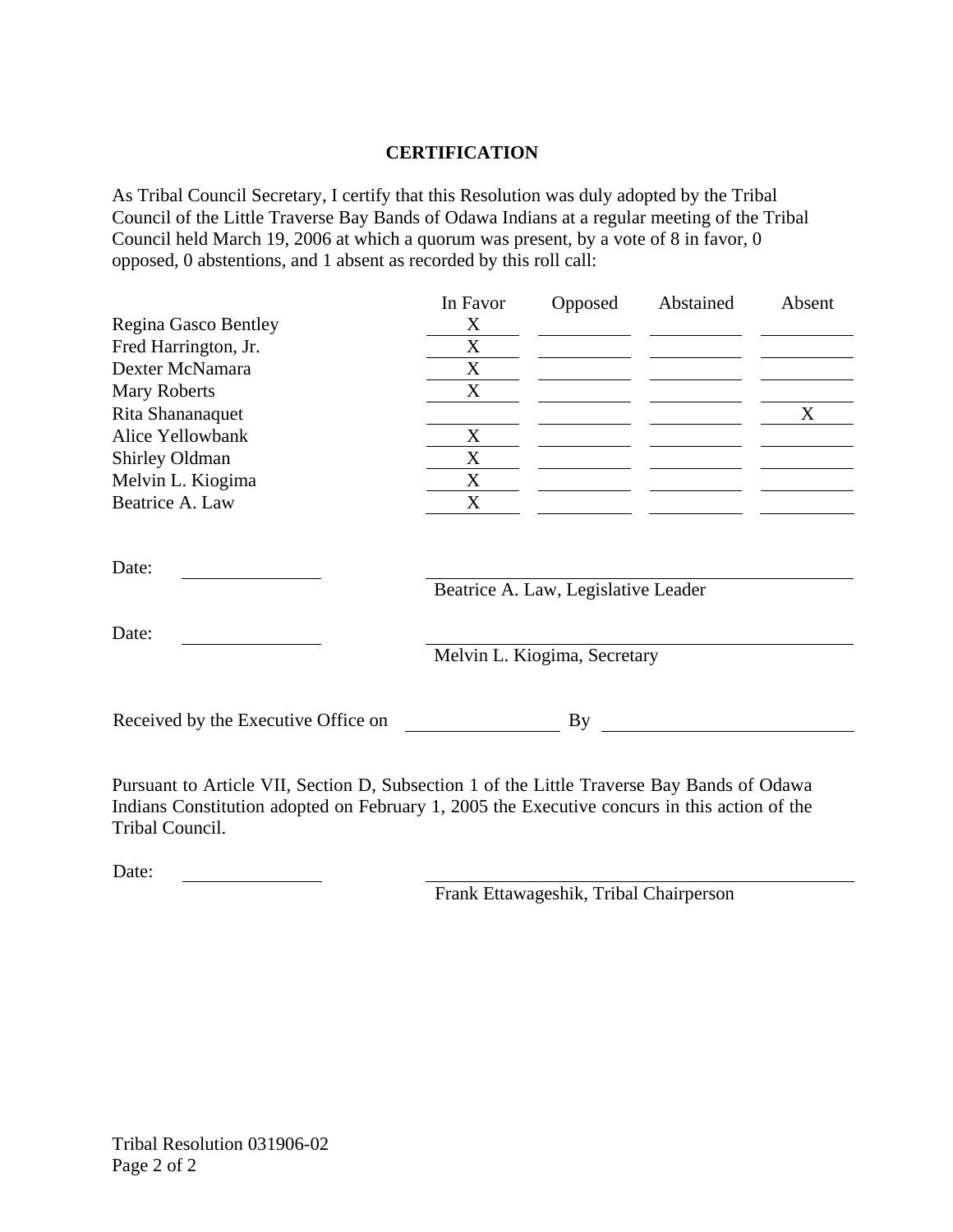## CERTIFICATION

As Tribal Council Secretary, I certify that this Resolution was duly adopted by the Tribal Council of the Little Traverse Bay Bands of Odawa Indians at a regular meeting of the Tribal Council held March 19, 2006 at which a quorum was present, by a vote of 8 in favor, 0 opposed, 0 abstentions, and 1 absent as recorded by this roll call:

| | In Favor | Opposed | Abstained | Absent |
|---|---|---|---|---|
| Regina Gasco Bentley | X | | | |
| Fred Harrington, Jr. | X | | | |
| Dexter McNamara | X | | | |
| Mary Roberts | X | | | |
| Rita Shananaquet | | | | X |
| Alice Yellowbank | X | | | |
| Shirley Oldman | X | | | |
| Melvin L. Kiogima | X | | | |
| Beatrice A. Law | X | | | |

Date: \_\_\_\_\_\_\_\_\_\_\_\_\_\_ \_\_\_\_\_\_\_\_\_\_\_\_\_\_\_\_\_\_\_\_\_\_\_\_\_\_\_\_\_\_
Beatrice A. Law, Legislative Leader

Date: \_\_\_\_\_\_\_\_\_\_\_\_\_\_ \_\_\_\_\_\_\_\_\_\_\_\_\_\_\_\_\_\_\_\_\_\_\_\_\_\_\_\_\_\_
Melvin L. Kiogima, Secretary

Received by the Executive Office on \_\_\_\_\_\_\_\_\_\_\_\_\_\_ By \_\_\_\_\_\_\_\_\_\_\_\_\_\_\_\_\_\_\_\_\_\_\_\_

Pursuant to Article VII, Section D, Subsection 1 of the Little Traverse Bay Bands of Odawa Indians Constitution adopted on February 1, 2005 the Executive concurs in this action of the Tribal Council.

Date: \_\_\_\_\_\_\_\_\_\_\_\_\_\_ \_\_\_\_\_\_\_\_\_\_\_\_\_\_\_\_\_\_\_\_\_\_\_\_\_\_\_\_\_\_
Frank Ettawageshik, Tribal Chairperson

Tribal Resolution 031906-02